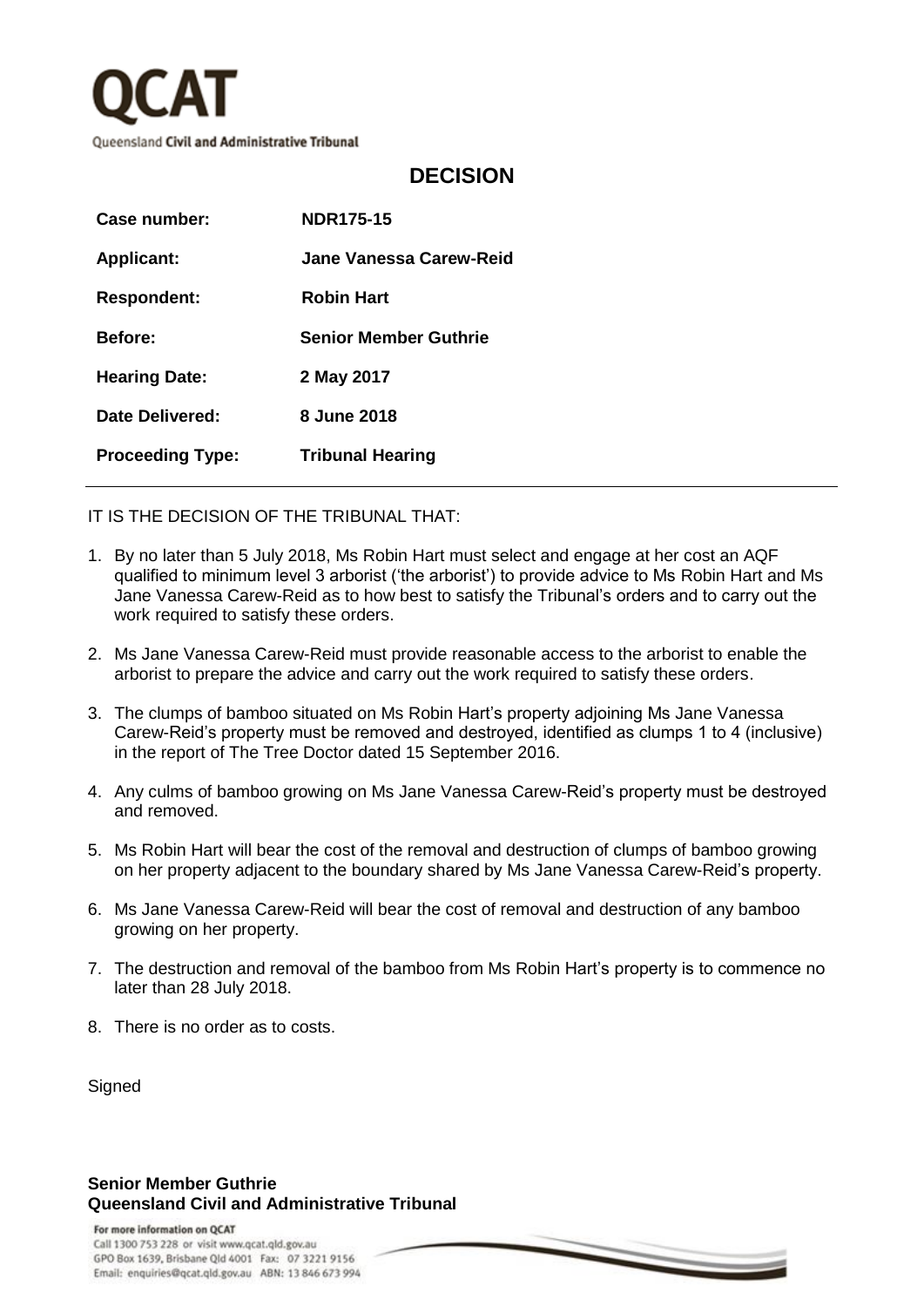QCAT

Queensland Civil and Administrative Tribunal

# DECISION

| | |
|---|---|
| **Case number:** | **NDR175-15** |
| **Applicant:** | **Jane Vanessa Carew-Reid** |
| **Respondent:** | **Robin Hart** |
| **Before:** | **Senior Member Guthrie** |
| **Hearing Date:** | **2 May 2017** |
| **Date Delivered:** | **8 June 2018** |
| **Proceeding Type:** | **Tribunal Hearing** |

IT IS THE DECISION OF THE TRIBUNAL THAT:

1. By no later than 5 July 2018, Ms Robin Hart must select and engage at her cost an AQF qualified to minimum level 3 arborist ('the arborist') to provide advice to Ms Robin Hart and Ms Jane Vanessa Carew-Reid as to how best to satisfy the Tribunal's orders and to carry out the work required to satisfy these orders.

2. Ms Jane Vanessa Carew-Reid must provide reasonable access to the arborist to enable the arborist to prepare the advice and carry out the work required to satisfy these orders.

3. The clumps of bamboo situated on Ms Robin Hart's property adjoining Ms Jane Vanessa Carew-Reid's property must be removed and destroyed, identified as clumps 1 to 4 (inclusive) in the report of The Tree Doctor dated 15 September 2016.

4. Any culms of bamboo growing on Ms Jane Vanessa Carew-Reid's property must be destroyed and removed.

5. Ms Robin Hart will bear the cost of the removal and destruction of clumps of bamboo growing on her property adjacent to the boundary shared by Ms Jane Vanessa Carew-Reid's property.

6. Ms Jane Vanessa Carew-Reid will bear the cost of removal and destruction of any bamboo growing on her property.

7. The destruction and removal of the bamboo from Ms Robin Hart's property is to commence no later than 28 July 2018.

8. There is no order as to costs.

Signed

**Senior Member Guthrie**
**Queensland Civil and Administrative Tribunal**

For more information on QCAT
Call 1300 753 228 or visit www.qcat.qld.gov.au
GPO Box 1639, Brisbane Qld 4001 Fax: 07 3221 9156
Email: enquiries@qcat.qld.gov.au ABN: 13 846 673 994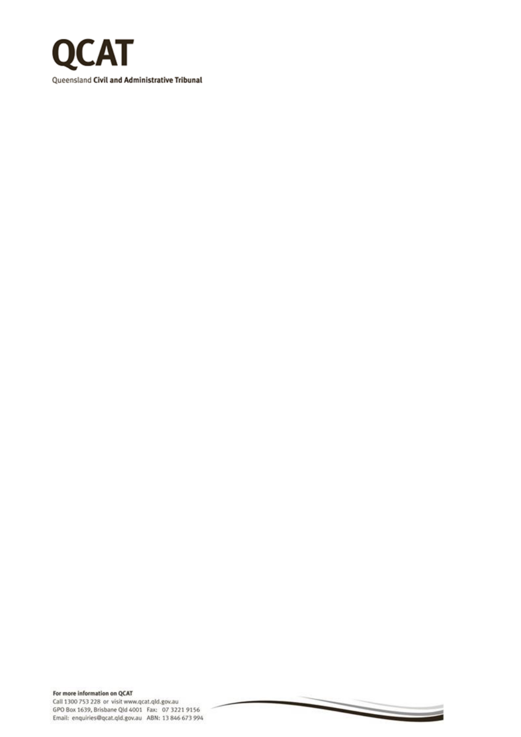# QCAT

Queensland **Civil and Administrative Tribunal**

**For more information on QCAT**
Call 1300 753 228 or visit www.qcat.qld.gov.au
GPO Box 1639, Brisbane Qld 4001 Fax: 07 3221 9156
Email: enquiries@qcat.qld.gov.au ABN: 13 846 673 994